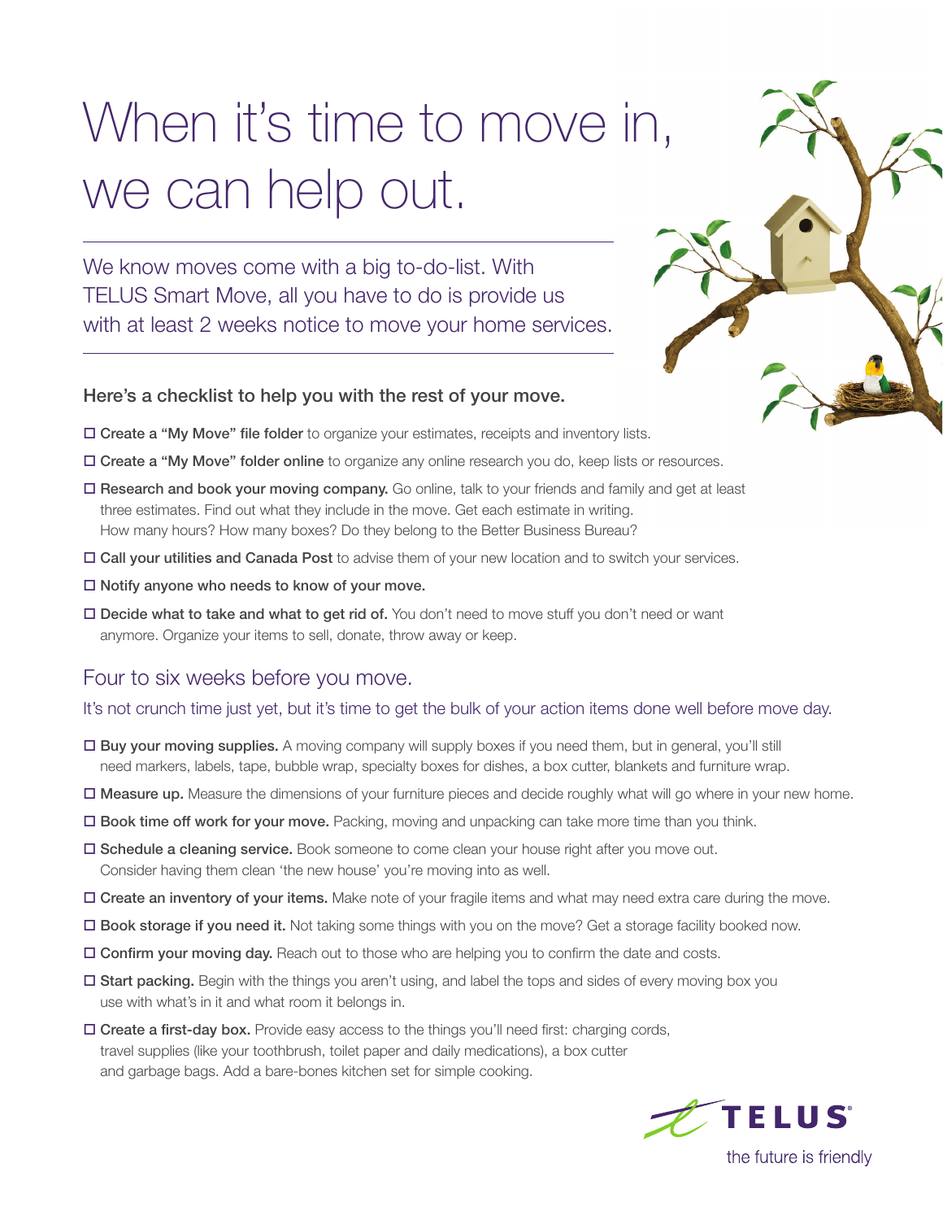# When it's time to move in, we can help out.

We know moves come with a big to-do-list. With TELUS Smart Move, all you have to do is provide us with at least 2 weeks notice to move your home services.

### Here's a checklist to help you with the rest of your move.

- ☐ **Create a "My Move" file folder** to organize your estimates, receipts and inventory lists.
- ☐ **Create a "My Move" folder online** to organize any online research you do, keep lists or resources.
- ☐ **Research and book your moving company.** Go online, talk to your friends and family and get at least three estimates. Find out what they include in the move. Get each estimate in writing. How many hours? How many boxes? Do they belong to the Better Business Bureau?
- ☐ **Call your utilities and Canada Post** to advise them of your new location and to switch your services.
- ☐ **Notify anyone who needs to know of your move.**
- ☐ **Decide what to take and what to get rid of.** You don't need to move stuff you don't need or want anymore. Organize your items to sell, donate, throw away or keep.

## Four to six weeks before you move.

It's not crunch time just yet, but it's time to get the bulk of your action items done well before move day.

- ☐ **Buy your moving supplies.** A moving company will supply boxes if you need them, but in general, you'll still need markers, labels, tape, bubble wrap, specialty boxes for dishes, a box cutter, blankets and furniture wrap.
- ☐ **Measure up.** Measure the dimensions of your furniture pieces and decide roughly what will go where in your new home.
- ☐ **Book time off work for your move.** Packing, moving and unpacking can take more time than you think.
- ☐ **Schedule a cleaning service.** Book someone to come clean your house right after you move out. Consider having them clean 'the new house' you're moving into as well.
- ☐ **Create an inventory of your items.** Make note of your fragile items and what may need extra care during the move.
- ☐ **Book storage if you need it.** Not taking some things with you on the move? Get a storage facility booked now.
- ☐ **Confirm your moving day.** Reach out to those who are helping you to confirm the date and costs.
- ☐ **Start packing.** Begin with the things you aren't using, and label the tops and sides of every moving box you use with what's in it and what room it belongs in.
- ☐ **Create a first-day box.** Provide easy access to the things you'll need first: charging cords, travel supplies (like your toothbrush, toilet paper and daily medications), a box cutter and garbage bags. Add a bare-bones kitchen set for simple cooking.

TELUS®
the future is friendly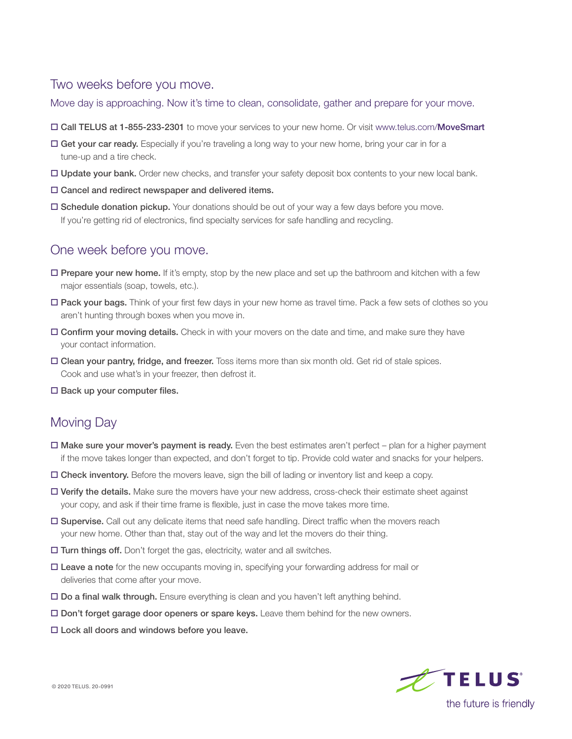## Two weeks before you move.

Move day is approaching. Now it's time to clean, consolidate, gather and prepare for your move.

- ☐ **Call TELUS at 1-855-233-2301** to move your services to your new home. Or visit www.telus.com/**MoveSmart**
- ☐ **Get your car ready.** Especially if you're traveling a long way to your new home, bring your car in for a tune-up and a tire check.
- ☐ **Update your bank.** Order new checks, and transfer your safety deposit box contents to your new local bank.
- ☐ **Cancel and redirect newspaper and delivered items.**
- ☐ **Schedule donation pickup.** Your donations should be out of your way a few days before you move. If you're getting rid of electronics, find specialty services for safe handling and recycling.

## One week before you move.

- ☐ **Prepare your new home.** If it's empty, stop by the new place and set up the bathroom and kitchen with a few major essentials (soap, towels, etc.).
- ☐ **Pack your bags.** Think of your first few days in your new home as travel time. Pack a few sets of clothes so you aren't hunting through boxes when you move in.
- ☐ **Confirm your moving details.** Check in with your movers on the date and time, and make sure they have your contact information.
- ☐ **Clean your pantry, fridge, and freezer.** Toss items more than six month old. Get rid of stale spices. Cook and use what's in your freezer, then defrost it.
- ☐ **Back up your computer files.**

## Moving Day

- ☐ **Make sure your mover's payment is ready.** Even the best estimates aren't perfect – plan for a higher payment if the move takes longer than expected, and don't forget to tip. Provide cold water and snacks for your helpers.
- ☐ **Check inventory.** Before the movers leave, sign the bill of lading or inventory list and keep a copy.
- ☐ **Verify the details.** Make sure the movers have your new address, cross-check their estimate sheet against your copy, and ask if their time frame is flexible, just in case the move takes more time.
- ☐ **Supervise.** Call out any delicate items that need safe handling. Direct traffic when the movers reach your new home. Other than that, stay out of the way and let the movers do their thing.
- ☐ **Turn things off.** Don't forget the gas, electricity, water and all switches.
- ☐ **Leave a note** for the new occupants moving in, specifying your forwarding address for mail or deliveries that come after your move.
- ☐ **Do a final walk through.** Ensure everything is clean and you haven't left anything behind.
- ☐ **Don't forget garage door openers or spare keys.** Leave them behind for the new owners.
- ☐ **Lock all doors and windows before you leave.**

© 2020 TELUS. 20-0991

TELUS®
the future is friendly